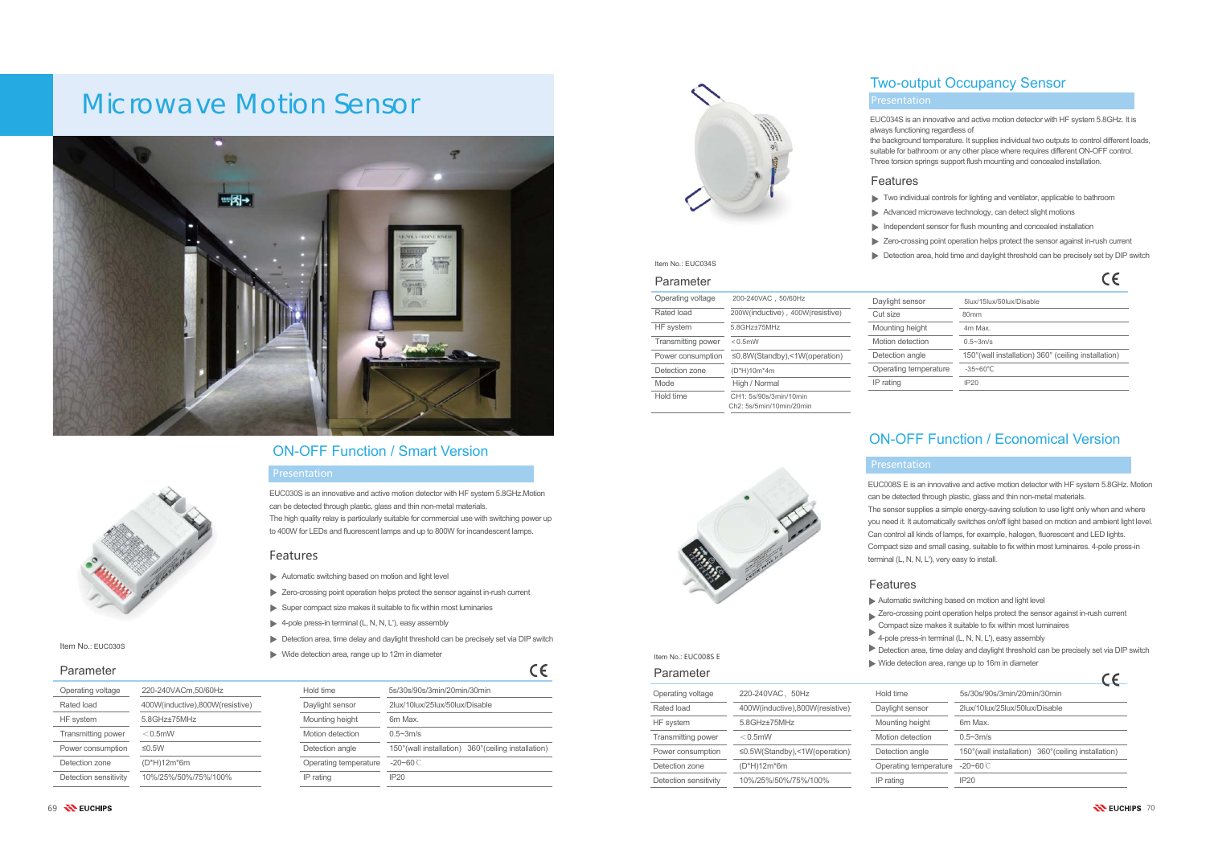# Microwave Motion Sensor

## ON-OFF Function / Smart Version

### Presentation

EUC030S is an innovative and active motion detector with HF system 5.8GHz.Motion can be detected through plastic, glass and thin non-metal materials.
The high quality relay is particularly suitable for commercial use with switching power up to 400W for LEDs and fluorescent lamps and up to 800W for incandescent lamps.

### Features

- Automatic switching based on motion and light level
- Zero-crossing point operation helps protect the sensor against in-rush current
- Super compact size makes it suitable to fix within most luminaires
- 4-pole press-in terminal (L, N, N, L'), easy assembly
- Detection area, time delay and daylight threshold can be precisely set via DIP switch
- Wide detection area, range up to 12m in diameter

Item No.: EUC030S

### Parameter

| Parameter | Value | Parameter | Value |
|---|---|---|---|
| Operating voltage | 220-240VACm,50/60Hz | Hold time | 5s/30s/90s/3min/20min/30min |
| Rated load | 400W(inductive),800W(resistive) | Daylight sensor | 2lux/10lux/25lux/50lux/Disable |
| HF system | 5.8GHz±75MHz | Mounting height | 6m Max. |
| Transmitting power | <0.5mW | Motion detection | 0.5~3m/s |
| Power consumption | ≤0.5W | Detection angle | 150°(wall installation) 360°(ceiling installation) |
| Detection zone | (D*H)12m*6m | Operating temperature | -20~60 ℃ |
| Detection sensitivity | 10%/25%/50%/75%/100% | IP rating | IP20 |

## Two-output Occupancy Sensor

### Presentation

EUC034S is an innovative and active motion detector with HF system 5.8GHz. It is always functioning regardless of
the background temperature. It supplies individual two outputs to control different loads, suitable for bathroom or any other place where requires different ON-OFF control. Three torsion springs support flush mounting and concealed installation.

### Features

- Two individual controls for lighting and ventilator, applicable to bathroom
- Advanced microwave technology, can detect slight motions
- Independent sensor for flush mounting and concealed installation
- Zero-crossing point operation helps protect the sensor against in-rush current
- Detection area, hold time and daylight threshold can be precisely set by DIP switch

Item No.: EUC034S

### Parameter

| Parameter | Value | Parameter | Value |
|---|---|---|---|
| Operating voltage | 200-240VAC，50/60Hz | Daylight sensor | 5lux/15lux/50lux/Disable |
| Rated load | 200W(inductive)，400W(resistive) | Cut size | 80mm |
| HF system | 5.8GHz±75MHz | Mounting height | 4m Max. |
| Transmitting power | <0.5mW | Motion detection | 0.5~3m/s |
| Power consumption | ≤0.8W(Standby),<1W(operation) | Detection angle | 150°(wall installation) 360° (ceiling installation) |
| Detection zone | (D*H)10m*4m | Operating temperature | -35~60℃ |
| Mode | High / Normal | IP rating | IP20 |
| Hold time | CH1: 5s/90s/3min/10min<br>Ch2: 5s/5min/10min/20min | | |

## ON-OFF Function / Economical Version

### Presentation

EUC008S E is an innovative and active motion detector with HF system 5.8GHz. Motion can be detected through plastic, glass and thin non-metal materials.
The sensor supplies a simple energy-saving solution to use light only when and where you need it. It automatically switches on/off light based on motion and ambient light level. Can control all kinds of lamps, for example, halogen, fluorescent and LED lights. Compact size and small casing, suitable to fix within most luminaires. 4-pole press-in terminal (L, N, N, L'), very easy to install.

### Features

- Automatic switching based on motion and light level
- Zero-crossing point operation helps protect the sensor against in-rush current
- Compact size makes it suitable to fix within most luminaires
- 4-pole press-in terminal (L, N, N, L'), easy assembly
- Detection area, time delay and daylight threshold can be precisely set via DIP switch
- Wide detection area, range up to 16m in diameter

Item No.: EUC008S E

### Parameter

| Parameter | Value | Parameter | Value |
|---|---|---|---|
| Operating voltage | 220-240VAC，50Hz | Hold time | 5s/30s/90s/3min/20min/30min |
| Rated load | 400W(inductive),800W(resistive) | Daylight sensor | 2lux/10lux/25lux/50lux/Disable |
| HF system | 5.8GHz±75MHz | Mounting height | 6m Max. |
| Transmitting power | <0.5mW | Motion detection | 0.5~3m/s |
| Power consumption | ≤0.5W(Standby),<1W(operation) | Detection angle | 150°(wall installation) 360°(ceiling installation) |
| Detection zone | (D*H)12m*6m | Operating temperature | -20~60 ℃ |
| Detection sensitivity | 10%/25%/50%/75%/100% | IP rating | IP20 |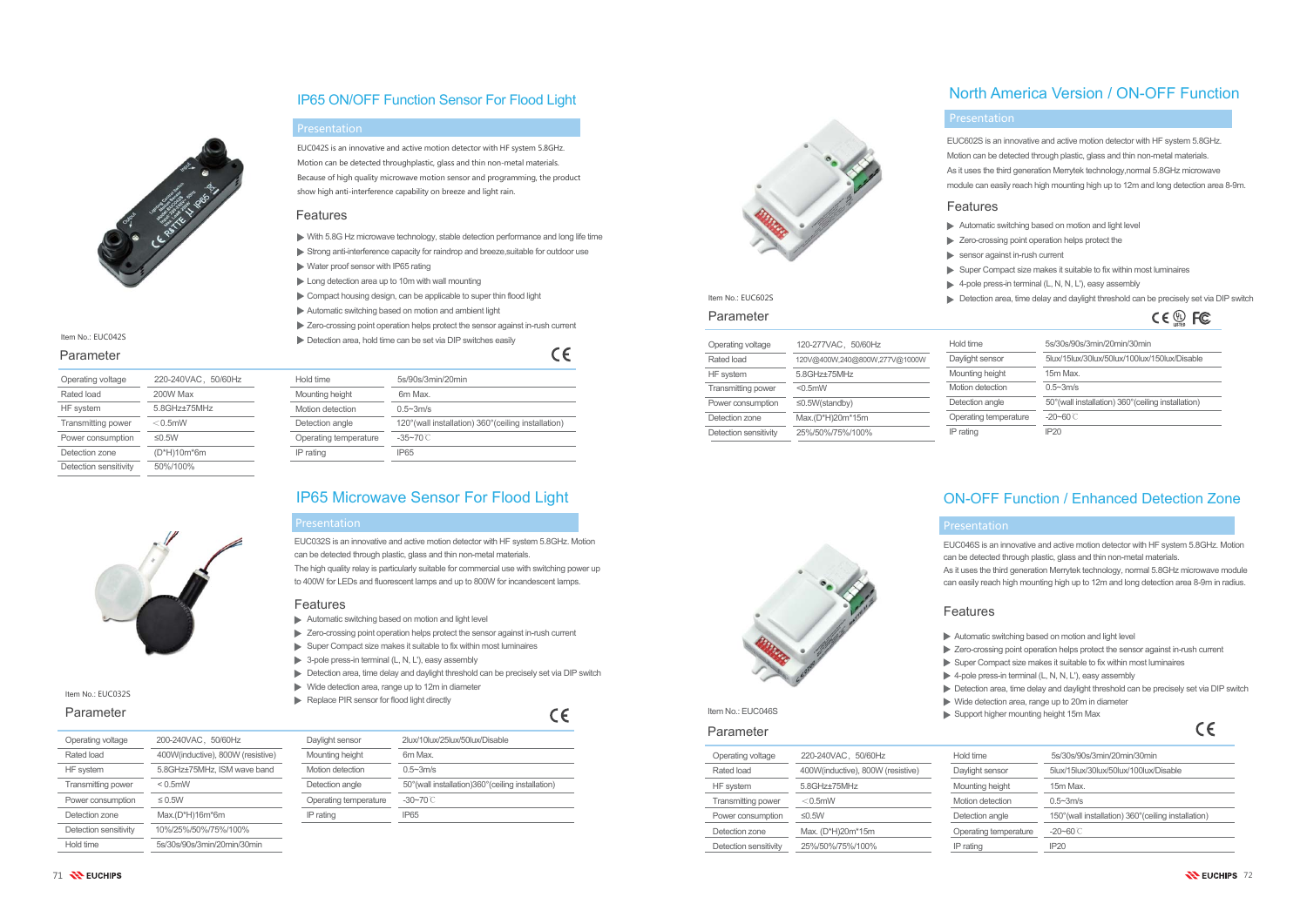## IP65 ON/OFF Function Sensor For Flood Light

### Presentation

EUC042S is an innovative and active motion detector with HF system 5.8GHz. Motion can be detected throughplastic, glass and thin non-metal materials. Because of high quality microwave motion sensor and programming, the product show high anti-interference capability on breeze and light rain.

### Features

- With 5.8G Hz microwave technology, stable detection performance and long life time
- Strong anti-interference capacity for raindrop and breeze,suitable for outdoor use
- Water proof sensor with IP65 rating
- Long detection area up to 10m with wall mounting
- Compact housing design, can be applicable to super thin flood light
- Automatic switching based on motion and ambient light
- Zero-crossing point operation helps protect the sensor against in-rush current
- Detection area, hold time can be set via DIP switches easily

Item No.: EUC042S

### Parameter

| | | | |
|---|---|---|---|
| Operating voltage | 220-240VAC，50/60Hz | Hold time | 5s/90s/3min/20min |
| Rated load | 200W Max | Mounting height | 6m Max. |
| HF system | 5.8GHz±75MHz | Motion detection | 0.5~3m/s |
| Transmitting power | ＜0.5mW | Detection angle | 120°(wall installation) 360°(ceiling installation) |
| Power consumption | ≤0.5W | Operating temperature | -35~70℃ |
| Detection zone | (D*H)10m*6m | IP rating | IP65 |
| Detection sensitivity | 50%/100% | | |

## IP65 Microwave Sensor For Flood Light

### Presentation

EUC032S is an innovative and active motion detector with HF system 5.8GHz. Motion can be detected through plastic, glass and thin non-metal materials.
The high quality relay is particularly suitable for commercial use with switching power up to 400W for LEDs and fluorescent lamps and up to 800W for incandescent lamps.

### Features

- Automatic switching based on motion and light level
- Zero-crossing point operation helps protect the sensor against in-rush current
- Super Compact size makes it suitable to fix within most luminaires
- 3-pole press-in terminal (L, N, L'), easy assembly
- Detection area, time delay and daylight threshold can be precisely set via DIP switch
- Wide detection area, range up to 12m in diameter
- Replace PIR sensor for flood light directly

Item No.: EUC032S

### Parameter

| | | | |
|---|---|---|---|
| Operating voltage | 200-240VAC，50/60Hz | Daylight sensor | 2lux/10lux/25lux/50lux/Disable |
| Rated load | 400W(inductive), 800W (resistive) | Mounting height | 6m Max. |
| HF system | 5.8GHz±75MHz, ISM wave band | Motion detection | 0.5~3m/s |
| Transmitting power | ＜0.5mW | Detection angle | 50°(wall installation)360°(ceiling installation) |
| Power consumption | ≤ 0.5W | Operating temperature | -30~70℃ |
| Detection zone | Max.(D*H)16m*6m | IP rating | IP65 |
| Detection sensitivity | 10%/25%/50%/75%/100% | | |
| Hold time | 5s/30s/90s/3min/20min/30min | | |

## North America Version / ON-OFF Function

### Presentation

EUC602S is an innovative and active motion detector with HF system 5.8GHz. Motion can be detected through plastic, glass and thin non-metal materials. As it uses the third generation Merrytek technology,normal 5.8GHz microwave module can easily reach high mounting high up to 12m and long detection area 8-9m.

### Features

- Automatic switching based on motion and light level
- Zero-crossing point operation helps protect the
- sensor against in-rush current
- Super Compact size makes it suitable to fix within most luminaires
- 4-pole press-in terminal (L, N, N, L'), easy assembly
- Detection area, time delay and daylight threshold can be precisely set via DIP switch

Item No.: EUC602S

### Parameter

| | | | |
|---|---|---|---|
| Operating voltage | 120-277VAC，50/60Hz | Hold time | 5s/30s/90s/3min/20min/30min |
| Rated load | 120V@400W,240@800W,277V@1000W | Daylight sensor | 5lux/15lux/30lux/50lux/100lux/150lux/Disable |
| HF system | 5.8GHz±75MHz | Mounting height | 15m Max. |
| Transmitting power | <0.5mW | Motion detection | 0.5~3m/s |
| Power consumption | ≤0.5W(standby) | Detection angle | 50°(wall installation) 360°(ceiling installation) |
| Detection zone | Max.(D*H)20m*15m | Operating temperature | -20~60℃ |
| Detection sensitivity | 25%/50%/75%/100% | IP rating | IP20 |

## ON-OFF Function / Enhanced Detection Zone

### Presentation

EUC046S is an innovative and active motion detector with HF system 5.8GHz. Motion can be detected through plastic, glass and thin non-metal materials.
As it uses the third generation Merrytek technology, normal 5.8GHz microwave module can easily reach high mounting high up to 12m and long detection area 8-9m in radius.

### Features

- Automatic switching based on motion and light level
- Zero-crossing point operation helps protect the sensor against in-rush current
- Super Compact size makes it suitable to fix within most luminaires
- 4-pole press-in terminal (L, N, N, L'), easy assembly
- Detection area, time delay and daylight threshold can be precisely set via DIP switch
- Wide detection area, range up to 20m in diameter
- Support higher mounting height 15m Max

Item No.: EUC046S

### Parameter

| | | | |
|---|---|---|---|
| Operating voltage | 220-240VAC，50/60Hz | Hold time | 5s/30s/90s/3min/20min/30min |
| Rated load | 400W(inductive), 800W (resistive) | Daylight sensor | 5lux/15lux/30lux/50lux/100lux/Disable |
| HF system | 5.8GHz±75MHz | Mounting height | 15m Max. |
| Transmitting power | ＜0.5mW | Motion detection | 0.5~3m/s |
| Power consumption | ≤0.5W | Detection angle | 150°(wall installation) 360°(ceiling installation) |
| Detection zone | Max. (D*H)20m*15m | Operating temperature | -20~60℃ |
| Detection sensitivity | 25%/50%/75%/100% | IP rating | IP20 |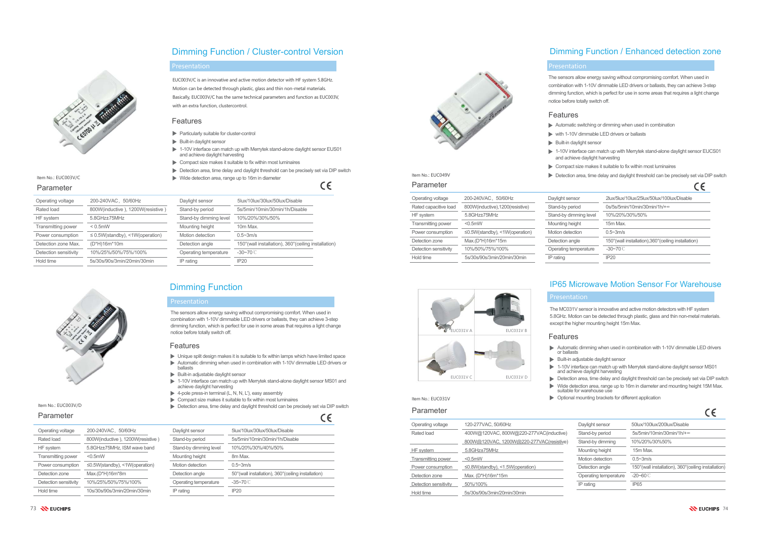## Dimming Function / Cluster-control Version

### Presentation

EUC003V/C is an innovative and active motion detector with HF system 5.8GHz. Motion can be detected through plastic, glass and thin non-metal materials. Basically, EUC003V/C has the same technical parameters and function as EUC003V, with an extra function, clustercontrol.

### Features

- Particularly suitable for cluster-control
- Built-in daylight sensor
- 1-10V interface can match up with Merrytek stand-alone daylight sensor EUS01 and achieve daylight harvesting
- Compact size makes it suitable to fix within most luminaires
- Detection area, time delay and daylight threshold can be precisely set via DIP switch
- Wide detection area, range up to 16m in diameter

Item No.: EUC003V/C

### Parameter

| Operating voltage | 200-240VAC，50/60Hz | Daylight sensor | 5lux/10lux/30lux/50lux/Disable |
|---|---|---|---|
| Rated load | 800W(inductive ), 1200W(resistive ) | Stand-by period | 5s/5min/10min/30min/1h/Disable |
| HF system | 5.8GHz±75MHz | Stand-by dimming level | 10%/20%/30%/50% |
| Transmitting power | < 0.5mW | Mounting height | 10m Max. |
| Power consumption | ≤ 0.5W(standby), <1W(operation) | Motion detection | 0.5~3m/s |
| Detection zone Max. | (D*H)16m*10m | Detection angle | 150°(wall installation), 360°(ceiling installation) |
| Detection sensitivity | 10%/25%/50%/75%/100% | Operating temperature | -30~70 ℃ |
| Hold time | 5s/30s/90s/3min/20min/30min | IP rating | IP20 |

## Dimming Function

### Presentation

The sensors allow energy saving without compromising comfort. When used in combination with 1-10V dimmable LED drivers or ballasts, they can achieve 3-step dimming function, which is perfect for use in some areas that requires a light change notice before totally switch off.

### Features

- Unique split design makes it is suitable to fix within lamps which have limited space
- Automatic dimming when used in combination with 1-10V dimmable LED drivers or ballasts
- Built-in adjustable daylight sensor
- 1-10V interface can match up with Merrytek stand-alone daylight sensor MS01 and achieve daylight harvesting
- 4-pole press-in terminal (L, N, N, L'), easy assembly
- Compact size makes it suitable to fix within most luminaires
- Detection area, time delay and daylight threshold can be precisely set via DIP switch

Item No.: EUC003V/D

### Parameter

| Operating voltage | 200-240VAC，50/60Hz | Daylight sensor | 5lux/10lux/30lux/50lux/Disable |
|---|---|---|---|
| Rated load | 800W(inductive ), 1200W(resistive ) | Stand-by period | 5s/5min/10min/30min/1h/Disable |
| HF system | 5.8GHz±75MHz, ISM wave band | Stand-by dimming level | 10%/20%/30%/40%/50% |
| Transmitting power | <0.5mW | Mounting height | 8m Max. |
| Power consumption | ≤0.5W(standby), <1W(operation) | Motion detection | 0.5~3m/s |
| Detection zone | Max.(D*H)16m*8m | Detection angle | 50°(wall installation), 360°(ceiling installation) |
| Detection sensitivity | 10%/25%/50%/75%/100% | Operating temperature | -35~70 ℃ |
| Hold time | 10s/30s/90s/3min/20min/30min | IP rating | IP20 |

## Dimming Function / Enhanced detection zone

### Presentation

The sensors allow energy saving without compromising comfort. When used in combination with 1-10V dimmable LED drivers or ballasts, they can achieve 3-step dimming function, which is perfect for use in some areas that requires a light change notice before totally switch off.

### Features

- Automatic switching or dimming when used in combination
- with 1-10V dimmable LED drivers or ballasts
- Built-in daylight sensor
- 1-10V interface can match up with Merrytek stand-alone daylight sensor EUCS01 and achieve daylight harvesting
- Compact size makes it suitable to fix within most luminaires
- Detection area, time delay and daylight threshold can be precisely set via DIP switch

Item No.: EUC049V

### Parameter

| Operating voltage | 200-240VAC，50/60Hz | Daylight sensor | 2lux/5lux/10lux/25lux/50lux/100lux/Disable |
|---|---|---|---|
| Rated capacitive load | 800W(inductive),1200(resistive) | Stand-by period | 0s/5s/5min/10min/30min/1h/+∞ |
| HF system | 5.8GHz±75MHz | Stand-by dimming level | 10%/20%/30%/50% |
| Transmitting power | <0.5mW | Mounting height | 15m Max. |
| Power consumption | ≤0.5W(standby), <1W(operation) | Motion detection | 0.5~3m/s |
| Detection zone | Max.(D*H)16m*15m | Detection angle | 150°(wall installation),360°(ceiling installation) |
| Detection sensitivity | 10%/50%/75%/100% | Operating temperature | -30~70 ℃ |
| Hold time | 5s/30s/90s/3min/20min/30min | IP rating | IP20 |

## IP65 Microwave Motion Sensor For Warehouse

EUC031V A　EUC031V B　EUC031V C　EUC031V D

### Presentation

The MC031V sensor is innovative and active motion detectors with HF system 5.8GHz. Motion can be detected through plastic, glass and thin non-metal materials except the higher mounting height 15m Max.

### Features

- Automatic dimming when used in combination with 1-10V dimmable LED drivers or ballasts
- Built-in adjustable daylight sensor
- 1-10V interface can match up with Merrytek stand-alone daylight sensor MS01 and achieve daylight harvesting
- Detection area, time delay and daylight threshold can be precisely set via DIP switch
- Wide detection area, range up to 16m in diameter and mounting height 15M Max. suitable for warehouse use
- Optional mounting brackets for different application

Item No.: EUC031V

### Parameter

| Operating voltage | 120-277VAC, 50/60Hz | Daylight sensor | 50lux/100lux/200lux/Disable |
|---|---|---|---|
| Rated load | 400W@120VAC, 800W@220-277VAC(inductive) 800W@120VAC, 1200W@220-277VAC(resistive) | Stand-by period | 5s/5min/10min/30min/1h/+∞ |
| HF system | 5.8GHz±75MHz | Stand-by dimming | 10%/20%/30%50% |
| Transmitting power | <0.5mW | Mounting height | 15m Max. |
| Power consumption | ≤0.8W(standby), <1.5W(operation) | Motion detection | 0.5~3m/s |
| Detection zone | Max. (D*H)16m*15m | Detection angle | 150°(wall installation), 360°(ceiling installation) |
| Detection sensitivity | 50%/100% | Operating temperature | -20~60 ℃ |
| Hold time | 5s/30s/90s/3min/20min/30min | IP rating | IP65 |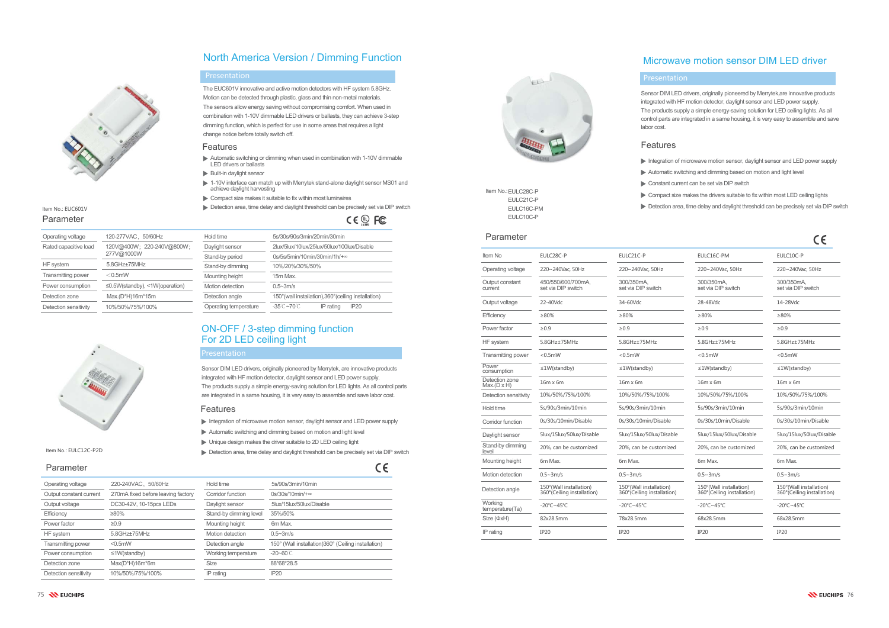## North America Version / Dimming Function

### Presentation

The EUC601V innovative and active motion detectors with HF system 5.8GHz. Motion can be detected through plastic, glass and thin non-metal materials.
The sensors allow energy saving without compromising comfort. When used in combination with 1-10V dimmable LED drivers or ballasts, they can achieve 3-step dimming function, which is perfect for use in some areas that requires a light change notice before totally switch off.

### Features

- Automatic switching or dimming when used in combination with 1-10V dimmable LED drivers or ballasts
- Built-in daylight sensor
- 1-10V interface can match up with Merrytek stand-alone daylight sensor MS01 and achieve daylight harvesting
- Compact size makes it suitable to fix within most luminaires
- Detection area, time delay and daylight threshold can be precisely set via DIP switch

Item No.: EUC601V

### Parameter

| | | | |
|---|---|---|---|
| Operating voltage | 120-277VAC，50/60Hz | Hold time | 5s/30s/90s/3min/20min/30min |
| Rated capacitive load | 120V@400W；220-240V@800W；277V@1000W | Daylight sensor | 2lux/5lux/10lux/25lux/50lux/100lux/Disable |
| HF system | 5.8GHz±75MHz | Stand-by period | 0s/5s/5min/10min/30min/1h/+∞ |
| Transmitting power | ＜0.5mW | Stand-by dimming | 10%/20%/30%/50% |
| Power consumption | ≤0.5W(standby), <1W(operation) | Mounting height | 15m Max. |
| Detection zone | Max.(D*H)16m*15m | Motion detection | 0.5~3m/s |
| Detection sensitivity | 10%/50%/75%/100% | Detection angle | 150°(wall installation),360°(ceiling installation) |
| | | Operating temperature | -35℃~70℃ IP rating IP20 |

## ON-OFF / 3-step dimming function For 2D LED ceiling light

### Presentation

Sensor DIM LED drivers, originally pioneered by Merrytek, are innovative products integrated with HF motion detector, daylight sensor and LED power supply.
The products supply a simple energy-saving solution for LED lights. As all control parts are integrated in a same housing, it is very easy to assemble and save labor cost.

### Features

- Integration of microwave motion sensor, daylight sensor and LED power supply
- Automatic switching and dimming based on motion and light level
- Unique design makes the driver suitable to 2D LED ceiling light
- Detection area, time delay and daylight threshold can be precisely set via DIP switch

Item No.: EULC12C-P2D

### Parameter

| | | | |
|---|---|---|---|
| Operating voltage | 220-240VAC，50/60Hz | Hold time | 5s/90s/3min/10min |
| Output constant current | 270mA fixed before leaving factory | Corridor function | 0s/30s/10min/+∞ |
| Output voltage | DC30-42V, 10-15pcs LEDs | Daylight sensor | 5lux/15lux/50lux/Disable |
| Efficiency | ≥80% | Stand-by dimming level | 35%/50% |
| Power factor | ≥0.9 | Mounting height | 6m Max. |
| HF system | 5.8GHz±75MHz | Motion detection | 0.5~3m/s |
| Transmitting power | <0.5mW | Detection angle | 150° (Wall installation)360° (Ceiling installation) |
| Power consumption | ≤1W(standby) | Working temperature | -20~60℃ |
| Detection zone | Max(D*H)16m*6m | Size | 88*68*28.5 |
| Detection sensitivity | 10%/50%/75%/100% | IP rating | IP20 |

## Microwave motion sensor DIM LED driver

### Presentation

Sensor DIM LED drivers, originally pioneered by Merrytek,are innovative products integrated with HF motion detector, daylight sensor and LED power supply.
The products supply a simple energy-saving solution for LED ceiling lights. As all control parts are integrated in a same housing, it is very easy to assemble and save labor cost.

### Features

- Integration of microwave motion sensor, daylight sensor and LED power supply
- Automatic switching and dimming based on motion and light level
- Constant current can be set via DIP switch
- Compact size makes the drivers suitable to fix within most LED ceiling lights
- Detection area, time delay and daylight threshold can be precisely set via DIP switch

Item No.: EULC28C-P
EULC21C-P
EULC16C-PM
EULC10C-P

### Parameter

| Item No | EULC28C-P | EULC21C-P | EULC16C-PM | EULC10C-P |
|---|---|---|---|---|
| Operating voltage | 220~240Vac, 50Hz | 220~240Vac, 50Hz | 220~240Vac, 50Hz | 220~240Vac, 50Hz |
| Output constant current | 450/550/600/700mA, set via DIP switch | 300/350mA, set via DIP switch | 300/350mA, set via DIP switch | 300/350mA, set via DIP switch |
| Output voltage | 22-40Vdc | 34-60Vdc | 28-48Vdc | 14-28Vdc |
| Efficiency | ≥80% | ≥80% | ≥80% | ≥80% |
| Power factor | ≥0.9 | ≥0.9 | ≥0.9 | ≥0.9 |
| HF system | 5.8GHz±75MHz | 5.8GHz±75MHz | 5.8GHz±75MHz | 5.8GHz±75MHz |
| Transmitting power | <0.5mW | <0.5mW | <0.5mW | <0.5mW |
| Power consumption | ≤1W(standby) | ≤1W(standby) | ≤1W(standby) | ≤1W(standby) |
| Detection zone Max.(D x H) | 16m x 6m | 16m x 6m | 16m x 6m | 16m x 6m |
| Detection sensitivity | 10%/50%/75%/100% | 10%/50%/75%/100% | 10%/50%/75%/100% | 10%/50%/75%/100% |
| Hold time | 5s/90s/3min/10min | 5s/90s/3min/10min | 5s/90s/3min/10min | 5s/90s/3min/10min |
| Corridor function | 0s/30s/10min/Disable | 0s/30s/10min/Disable | 0s/30s/10min/Disable | 0s/30s/10min/Disable |
| Daylight sensor | 5lux/15lux/50lux/Disable | 5lux/15lux/50lux/Disable | 5lux/15lux/50lux/Disable | 5lux/15lux/50lux/Disable |
| Stand-by dimming level | 20%, can be customized | 20%, can be customized | 20%, can be customized | 20%, can be customized |
| Mounting height | 6m Max. | 6m Max. | 6m Max. | 6m Max. |
| Motion detection | 0.5~3m/s | 0.5~3m/s | 0.5~3m/s | 0.5~3m/s |
| Detection angle | 150°(Wall installation) 360°(Ceiling installation) | 150°(Wall installation) 360°(Ceiling installation) | 150°(Wall installation) 360°(Ceiling installation) | 150°(Wall installation) 360°(Ceiling installation) |
| Working temperature(Ta) | -20℃~45℃ | -20℃~45℃ | -20℃~45℃ | -20℃~45℃ |
| Size (ΦxH) | 82x28.5mm | 78x28.5mm | 68x28.5mm | 68x28.5mm |
| IP rating | IP20 | IP20 | IP20 | IP20 |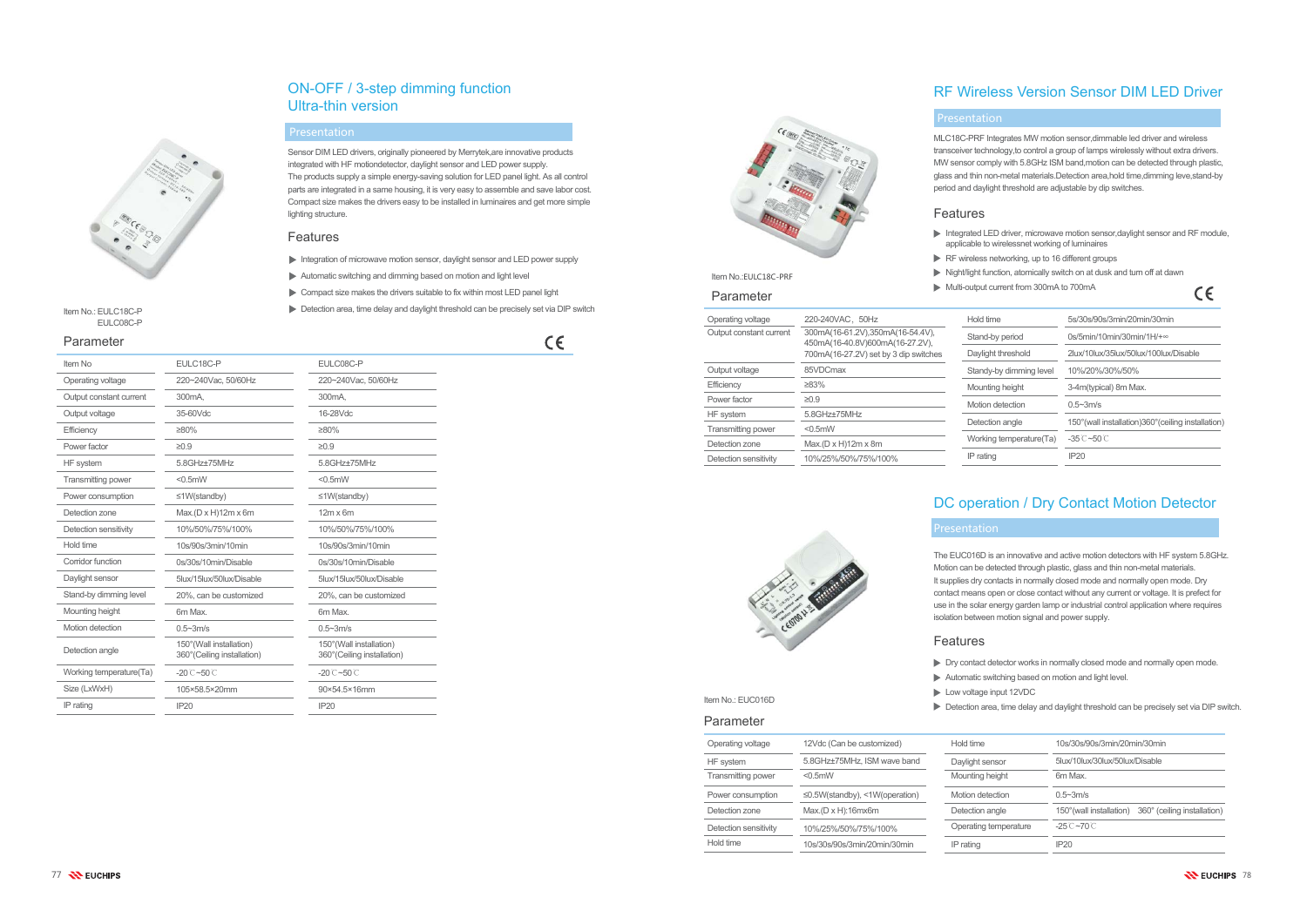# ON-OFF / 3-step dimming function Ultra-thin version

Item No.: EULC18C-P
EULC08C-P

## Presentation

Sensor DIM LED drivers, originally pioneered by Merrytek,are innovative products integrated with HF motiondetector, daylight sensor and LED power supply.
The products supply a simple energy-saving solution for LED panel light. As all control parts are integrated in a same housing, it is very easy to assemble and save labor cost. Compact size makes the drivers easy to be installed in luminaires and get more simple lighting structure.

## Features

- Integration of microwave motion sensor, daylight sensor and LED power supply
- Automatic switching and dimming based on motion and light level
- Compact size makes the drivers suitable to fix within most LED panel light
- Detection area, time delay and daylight threshold can be precisely set via DIP switch

CE

## Parameter

| Item No | EULC18C-P | EULC08C-P |
|---|---|---|
| Operating voltage | 220~240Vac, 50/60Hz | 220~240Vac, 50/60Hz |
| Output constant current | 300mA, | 300mA, |
| Output voltage | 35-60Vdc | 16-28Vdc |
| Efficiency | ≥80% | ≥80% |
| Power factor | ≥0.9 | ≥0.9 |
| HF system | 5.8GHz±75MHz | 5.8GHz±75MHz |
| Transmitting power | <0.5mW | <0.5mW |
| Power consumption | ≤1W(standby) | ≤1W(standby) |
| Detection zone | Max.(D x H)12m x 6m | 12m x 6m |
| Detection sensitivity | 10%/50%/75%/100% | 10%/50%/75%/100% |
| Hold time | 10s/90s/3min/10min | 10s/90s/3min/10min |
| Corridor function | 0s/30s/10min/Disable | 0s/30s/10min/Disable |
| Daylight sensor | 5lux/15lux/50lux/Disable | 5lux/15lux/50lux/Disable |
| Stand-by dimming level | 20%, can be customized | 20%, can be customized |
| Mounting height | 6m Max. | 6m Max. |
| Motion detection | 0.5~3m/s | 0.5~3m/s |
| Detection angle | 150°(Wall installation)<br>360°(Ceiling installation) | 150°(Wall installation)<br>360°(Ceiling installation) |
| Working temperature(Ta) | -20℃~50℃ | -20℃~50℃ |
| Size (LxWxH) | 105×58.5×20mm | 90×54.5×16mm |
| IP rating | IP20 | IP20 |

# RF Wireless Version Sensor DIM LED Driver

Item No.:EULC18C-PRF

## Presentation

MLC18C-PRF Integrates MW motion sensor,dimmable led driver and wireless transceiver technology,to control a group of lamps wirelessly without extra drivers. MW sensor comply with 5.8GHz ISM band,motion can be detected through plastic, glass and thin non-metal materials.Detection area,hold time,dimming leve,stand-by period and daylight threshold are adjustable by dip switches.

## Features

- Integrated LED driver, microwave motion sensor,daylight sensor and RF module, applicable to wirelessnet working of luminaires
- RF wireless networking, up to 16 different groups
- Night/light function, atomically switch on at dusk and turn off at dawn
- Multi-output current from 300mA to 700mA

CE

## Parameter

| Operating voltage | 220-240VAC，50Hz |
|---|---|
| Output constant current | 300mA(16-61.2V),350mA(16-54.4V),<br>450mA(16-40.8V)600mA(16-27.2V),<br>700mA(16-27.2V) set by 3 dip switches |
| Output voltage | 85VDCmax |
| Efficiency | ≥83% |
| Power factor | ≥0.9 |
| HF system | 5.8GHz±75MHz |
| Transmitting power | <0.5mW |
| Detection zone | Max.(D x H)12m x 8m |
| Detection sensitivity | 10%/25%/50%/75%/100% |
| Hold time | 5s/30s/90s/3min/20min/30min |
| Stand-by period | 0s/5min/10min/30min/1H/+∞ |
| Daylight threshold | 2lux/10lux/35lux/50lux/100lux/Disable |
| Standy-by dimming level | 10%/20%/30%/50% |
| Mounting height | 3-4m(typical) 8m Max. |
| Motion detection | 0.5~3m/s |
| Detection angle | 150°(wall installation)360°(ceiling installation) |
| Working temperature(Ta) | -35℃~50℃ |
| IP rating | IP20 |

# DC operation / Dry Contact Motion Detector

Item No.: EUC016D

## Presentation

The EUC016D is an innovative and active motion detectors with HF system 5.8GHz. Motion can be detected through plastic, glass and thin non-metal materials.
It supplies dry contacts in normally closed mode and normally open mode. Dry contact means open or close contact without any current or voltage. It is perfect for use in the solar energy garden lamp or industrial control application where requires isolation between motion signal and power supply.

## Features

- Dry contact detector works in normally closed mode and normally open mode.
- Automatic switching based on motion and light level.
- Low voltage input 12VDC
- Detection area, time delay and daylight threshold can be precisely set via DIP switch.

## Parameter

| Operating voltage | 12Vdc (Can be customized) |
|---|---|
| HF system | 5.8GHz±75MHz, ISM wave band |
| Transmitting power | <0.5mW |
| Power consumption | ≤0.5W(standby), <1W(operation) |
| Detection zone | Max.(D x H):16mx6m |
| Detection sensitivity | 10%/25%/50%/75%/100% |
| Hold time | 10s/30s/90s/3min/20min/30min |
| Daylight sensor | 5lux/10lux/30lux/50lux/Disable |
| Mounting height | 6m Max. |
| Motion detection | 0.5~3m/s |
| Detection angle | 150°(wall installation) 360° (ceiling installation) |
| Operating temperature | -25℃~70℃ |
| IP rating | IP20 |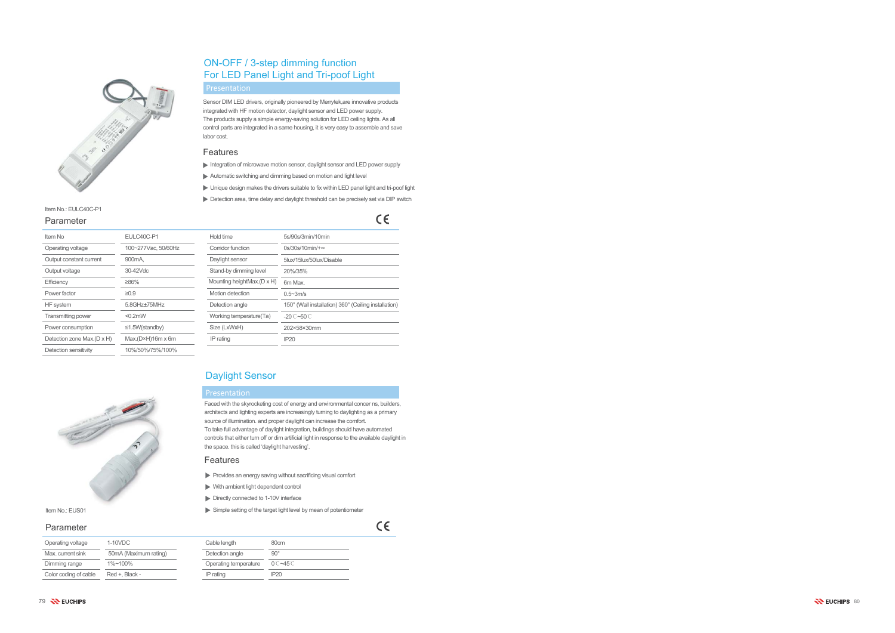## ON-OFF / 3-step dimming function
## For LED Panel Light and Tri-poof Light

### Presentation

Sensor DIM LED drivers, originally pioneered by Merrytek,are innovative products integrated with HF motion detector, daylight sensor and LED power supply. The products supply a simple energy-saving solution for LED ceiling lights. As all control parts are integrated in a same housing, it is very easy to assemble and save labor cost.

### Features

- Integration of microwave motion sensor, daylight sensor and LED power supply
- Automatic switching and dimming based on motion and light level
- Unique design makes the drivers suitable to fix within LED panel light and tri-poof light
- Detection area, time delay and daylight threshold can be precisely set via DIP switch

Item No.: EULC40C-P1

### Parameter

CE

| | | | |
|---|---|---|---|
| Item No | EULC40C-P1 | Hold time | 5s/90s/3min/10min |
| Operating voltage | 100~277Vac, 50/60Hz | Corridor function | 0s/30s/10min/+∞ |
| Output constant current | 900mA, | Daylight sensor | 5lux/15lux/50lux/Disable |
| Output voltage | 30-42Vdc | Stand-by dimming level | 20%/35% |
| Efficiency | ≥86% | Mounting heightMax.(D x H) | 6m Max. |
| Power factor | ≥0.9 | Motion detection | 0.5~3m/s |
| HF system | 5.8GHz±75MHz | Detection angle | 150° (Wall installation) 360° (Ceiling installation) |
| Transmitting power | <0.2mW | Working temperature(Ta) | -20℃~50℃ |
| Power consumption | ≤1.5W(standby) | Size (LxWxH) | 202×58×30mm |
| Detection zone Max.(D x H) | Max.(D×H)16m x 6m | IP rating | IP20 |
| Detection sensitivity | 10%/50%/75%/100% | | |

## Daylight Sensor

### Presentation

Faced with the skyrocketing cost of energy and environmental concer ns, builders, architects and lighting experts are increasingly turning to daylighting as a primary source of illumination. and proper daylight can increase the comfort.
To take full advantage of daylight integration, buildings should have automated controls that either turn off or dim artificial light in response to the available daylight in the space. this is called 'daylight harvesting'.

### Features

- Provides an energy saving without sacrificing visual comfort
- With ambient light dependent control
- Directly connected to 1-10V interface
- Simple setting of the target light level by mean of potentiometer

Item No.: EUS01

### Parameter

CE

| | | | |
|---|---|---|---|
| Operating voltage | 1-10VDC | Cable length | 80cm |
| Max. current sink | 50mA (Maximum rating) | Detection angle | 90° |
| Dimming range | 1%~100% | Operating temperature | 0℃~45℃ |
| Color coding of cable | Red +, Black - | IP rating | IP20 |